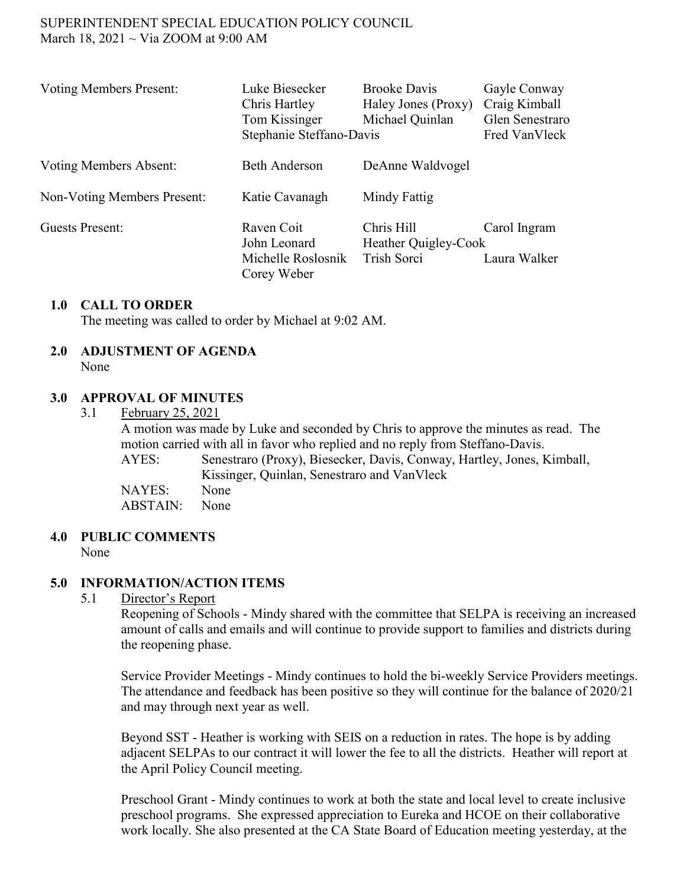SUPERINTENDENT SPECIAL EDUCATION POLICY COUNCIL
March 18, 2021 ~ Via ZOOM at 9:00 AM

| | | | |
|---|---|---|---|
| Voting Members Present: | Luke Biesecker | Brooke Davis | Gayle Conway |
| | Chris Hartley | Haley Jones (Proxy) | Craig Kimball |
| | Tom Kissinger | Michael Quinlan | Glen Senestraro |
| | Stephanie Steffano-Davis | | Fred VanVleck |
| Voting Members Absent: | Beth Anderson | DeAnne Waldvogel | |
| Non-Voting Members Present: | Katie Cavanagh | Mindy Fattig | |
| Guests Present: | Raven Coit | Chris Hill | Carol Ingram |
| | John Leonard | Heather Quigley-Cook | |
| | Michelle Roslosnik | Trish Sorci | Laura Walker |
| | Corey Weber | | |

## 1.0 CALL TO ORDER

The meeting was called to order by Michael at 9:02 AM.

## 2.0 ADJUSTMENT OF AGENDA

None

## 3.0 APPROVAL OF MINUTES

3.1 February 25, 2021

A motion was made by Luke and seconded by Chris to approve the minutes as read. The motion carried with all in favor who replied and no reply from Steffano-Davis.

AYES: Senestraro (Proxy), Biesecker, Davis, Conway, Hartley, Jones, Kimball, Kissinger, Quinlan, Senestraro and VanVleck
NAYES: None
ABSTAIN: None

## 4.0 PUBLIC COMMENTS

None

## 5.0 INFORMATION/ACTION ITEMS

5.1 Director's Report

Reopening of Schools - Mindy shared with the committee that SELPA is receiving an increased amount of calls and emails and will continue to provide support to families and districts during the reopening phase.

Service Provider Meetings - Mindy continues to hold the bi-weekly Service Providers meetings. The attendance and feedback has been positive so they will continue for the balance of 2020/21 and may through next year as well.

Beyond SST - Heather is working with SEIS on a reduction in rates. The hope is by adding adjacent SELPAs to our contract it will lower the fee to all the districts. Heather will report at the April Policy Council meeting.

Preschool Grant - Mindy continues to work at both the state and local level to create inclusive preschool programs. She expressed appreciation to Eureka and HCOE on their collaborative work locally. She also presented at the CA State Board of Education meeting yesterday, at the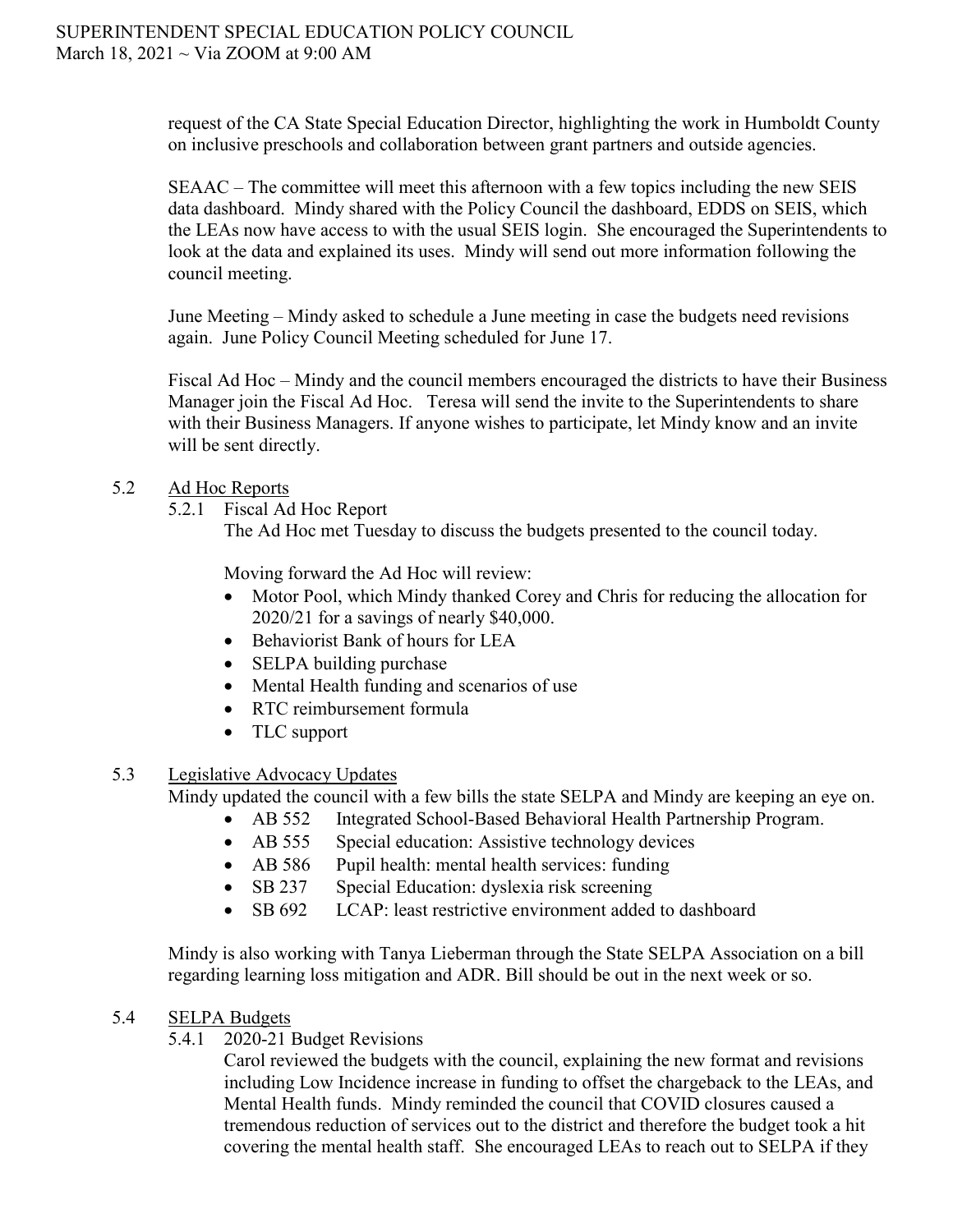request of the CA State Special Education Director, highlighting the work in Humboldt County on inclusive preschools and collaboration between grant partners and outside agencies.

SEAAC – The committee will meet this afternoon with a few topics including the new SEIS data dashboard. Mindy shared with the Policy Council the dashboard, EDDS on SEIS, which the LEAs now have access to with the usual SEIS login. She encouraged the Superintendents to look at the data and explained its uses. Mindy will send out more information following the council meeting.

June Meeting – Mindy asked to schedule a June meeting in case the budgets need revisions again. June Policy Council Meeting scheduled for June 17.

Fiscal Ad Hoc – Mindy and the council members encouraged the districts to have their Business Manager join the Fiscal Ad Hoc. Teresa will send the invite to the Superintendents to share with their Business Managers. If anyone wishes to participate, let Mindy know and an invite will be sent directly.

5.2 Ad Hoc Reports

5.2.1 Fiscal Ad Hoc Report

The Ad Hoc met Tuesday to discuss the budgets presented to the council today.

Moving forward the Ad Hoc will review:

- Motor Pool, which Mindy thanked Corey and Chris for reducing the allocation for 2020/21 for a savings of nearly $40,000.
- Behaviorist Bank of hours for LEA
- SELPA building purchase
- Mental Health funding and scenarios of use
- RTC reimbursement formula
- TLC support

5.3 Legislative Advocacy Updates

Mindy updated the council with a few bills the state SELPA and Mindy are keeping an eye on.

- AB 552 Integrated School-Based Behavioral Health Partnership Program.
- AB 555 Special education: Assistive technology devices
- AB 586 Pupil health: mental health services: funding
- SB 237 Special Education: dyslexia risk screening
- SB 692 LCAP: least restrictive environment added to dashboard

Mindy is also working with Tanya Lieberman through the State SELPA Association on a bill regarding learning loss mitigation and ADR. Bill should be out in the next week or so.

5.4 SELPA Budgets

5.4.1 2020-21 Budget Revisions

Carol reviewed the budgets with the council, explaining the new format and revisions including Low Incidence increase in funding to offset the chargeback to the LEAs, and Mental Health funds. Mindy reminded the council that COVID closures caused a tremendous reduction of services out to the district and therefore the budget took a hit covering the mental health staff. She encouraged LEAs to reach out to SELPA if they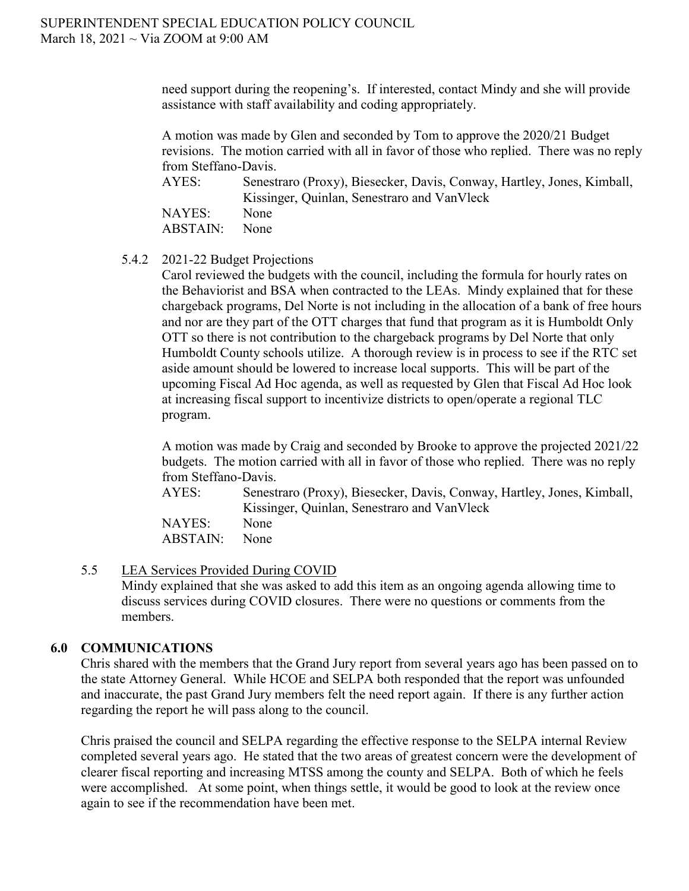need support during the reopening's. If interested, contact Mindy and she will provide assistance with staff availability and coding appropriately.

A motion was made by Glen and seconded by Tom to approve the 2020/21 Budget revisions. The motion carried with all in favor of those who replied. There was no reply from Steffano-Davis.

AYES: Senestraro (Proxy), Biesecker, Davis, Conway, Hartley, Jones, Kimball, Kissinger, Quinlan, Senestraro and VanVleck
NAYES: None
ABSTAIN: None

5.4.2 2021-22 Budget Projections

Carol reviewed the budgets with the council, including the formula for hourly rates on the Behaviorist and BSA when contracted to the LEAs. Mindy explained that for these chargeback programs, Del Norte is not including in the allocation of a bank of free hours and nor are they part of the OTT charges that fund that program as it is Humboldt Only OTT so there is not contribution to the chargeback programs by Del Norte that only Humboldt County schools utilize. A thorough review is in process to see if the RTC set aside amount should be lowered to increase local supports. This will be part of the upcoming Fiscal Ad Hoc agenda, as well as requested by Glen that Fiscal Ad Hoc look at increasing fiscal support to incentivize districts to open/operate a regional TLC program.

A motion was made by Craig and seconded by Brooke to approve the projected 2021/22 budgets. The motion carried with all in favor of those who replied. There was no reply from Steffano-Davis.

AYES: Senestraro (Proxy), Biesecker, Davis, Conway, Hartley, Jones, Kimball, Kissinger, Quinlan, Senestraro and VanVleck
NAYES: None
ABSTAIN: None

5.5 LEA Services Provided During COVID

Mindy explained that she was asked to add this item as an ongoing agenda allowing time to discuss services during COVID closures. There were no questions or comments from the members.

## 6.0 COMMUNICATIONS

Chris shared with the members that the Grand Jury report from several years ago has been passed on to the state Attorney General. While HCOE and SELPA both responded that the report was unfounded and inaccurate, the past Grand Jury members felt the need report again. If there is any further action regarding the report he will pass along to the council.

Chris praised the council and SELPA regarding the effective response to the SELPA internal Review completed several years ago. He stated that the two areas of greatest concern were the development of clearer fiscal reporting and increasing MTSS among the county and SELPA. Both of which he feels were accomplished. At some point, when things settle, it would be good to look at the review once again to see if the recommendation have been met.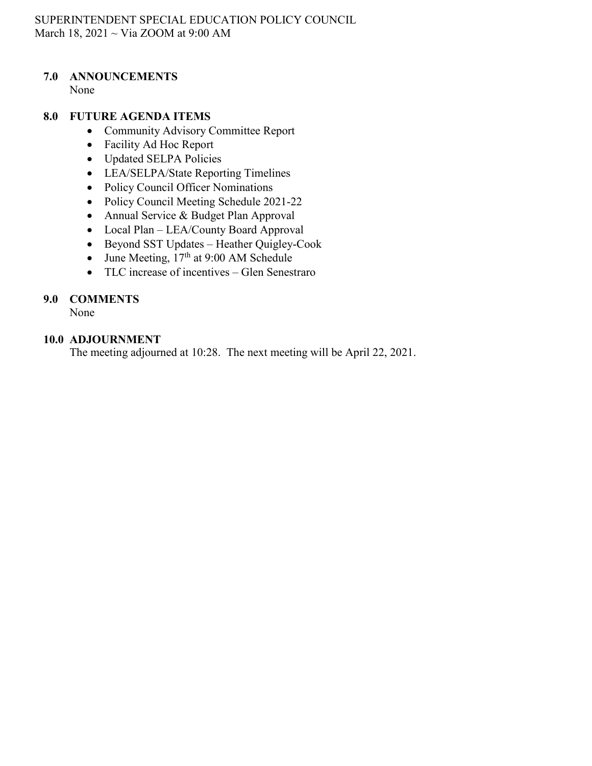## 7.0 ANNOUNCEMENTS

None

## 8.0 FUTURE AGENDA ITEMS

- Community Advisory Committee Report
- Facility Ad Hoc Report
- Updated SELPA Policies
- LEA/SELPA/State Reporting Timelines
- Policy Council Officer Nominations
- Policy Council Meeting Schedule 2021-22
- Annual Service & Budget Plan Approval
- Local Plan – LEA/County Board Approval
- Beyond SST Updates – Heather Quigley-Cook
- June Meeting, 17th at 9:00 AM Schedule
- TLC increase of incentives – Glen Senestraro

## 9.0 COMMENTS

None

## 10.0 ADJOURNMENT

The meeting adjourned at 10:28. The next meeting will be April 22, 2021.